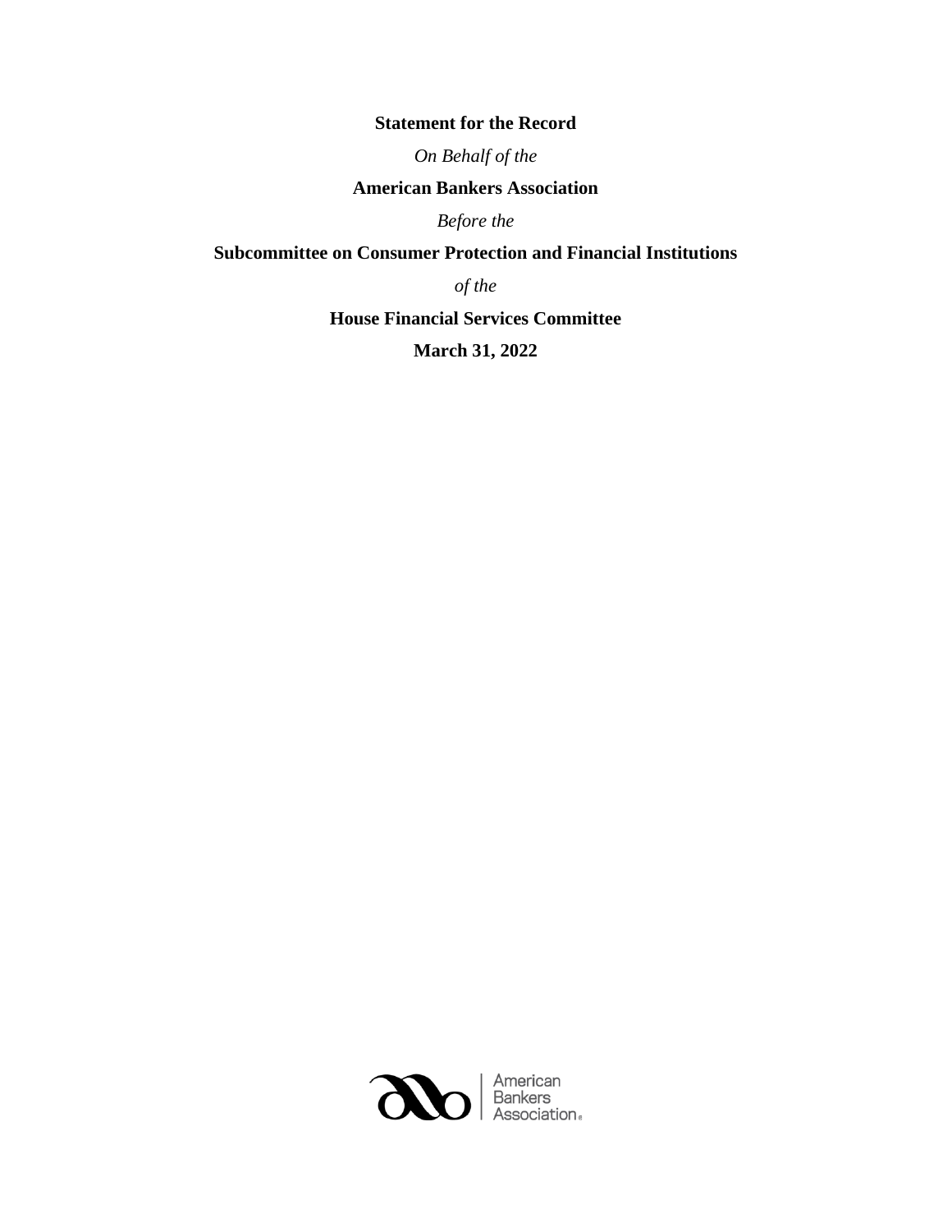**Statement for the Record**

*On Behalf of the*

**American Bankers Association**

*Before the*

**Subcommittee on Consumer Protection and Financial Institutions**

*of the*

**House Financial Services Committee**

**March 31, 2022**

American Bankers Association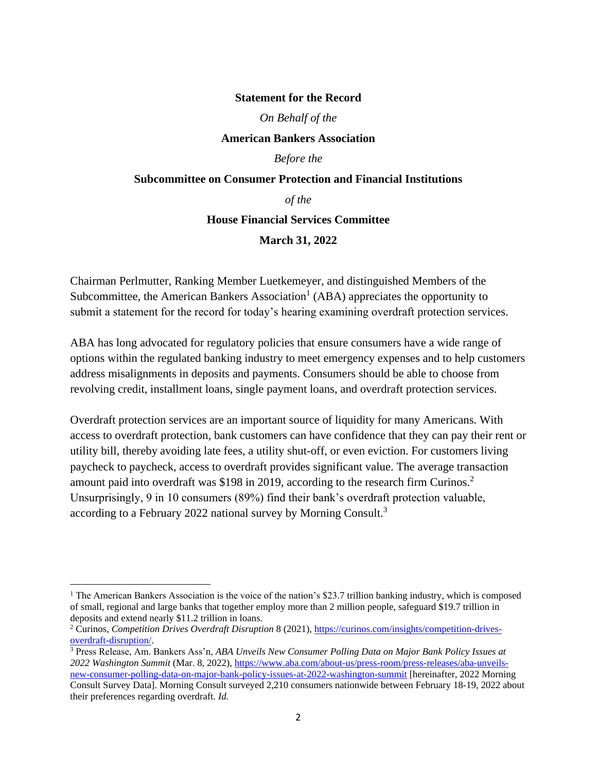**Statement for the Record**

*On Behalf of the*

**American Bankers Association**

*Before the*

**Subcommittee on Consumer Protection and Financial Institutions**

*of the*

**House Financial Services Committee**

**March 31, 2022**

Chairman Perlmutter, Ranking Member Luetkemeyer, and distinguished Members of the Subcommittee, the American Bankers Association[1] (ABA) appreciates the opportunity to submit a statement for the record for today's hearing examining overdraft protection services.

ABA has long advocated for regulatory policies that ensure consumers have a wide range of options within the regulated banking industry to meet emergency expenses and to help customers address misalignments in deposits and payments. Consumers should be able to choose from revolving credit, installment loans, single payment loans, and overdraft protection services.

Overdraft protection services are an important source of liquidity for many Americans. With access to overdraft protection, bank customers can have confidence that they can pay their rent or utility bill, thereby avoiding late fees, a utility shut-off, or even eviction. For customers living paycheck to paycheck, access to overdraft provides significant value. The average transaction amount paid into overdraft was $198 in 2019, according to the research firm Curinos.[2] Unsurprisingly, 9 in 10 consumers (89%) find their bank's overdraft protection valuable, according to a February 2022 national survey by Morning Consult.[3]

---

[1] The American Bankers Association is the voice of the nation's $23.7 trillion banking industry, which is composed of small, regional and large banks that together employ more than 2 million people, safeguard $19.7 trillion in deposits and extend nearly $11.2 trillion in loans.

[2] Curinos, *Competition Drives Overdraft Disruption* 8 (2021), https://curinos.com/insights/competition-drives-overdraft-disruption/.

[3] Press Release, Am. Bankers Ass'n, *ABA Unveils New Consumer Polling Data on Major Bank Policy Issues at 2022 Washington Summit* (Mar. 8, 2022), https://www.aba.com/about-us/press-room/press-releases/aba-unveils-new-consumer-polling-data-on-major-bank-policy-issues-at-2022-washington-summit [hereinafter, 2022 Morning Consult Survey Data]. Morning Consult surveyed 2,210 consumers nationwide between February 18-19, 2022 about their preferences regarding overdraft. *Id.*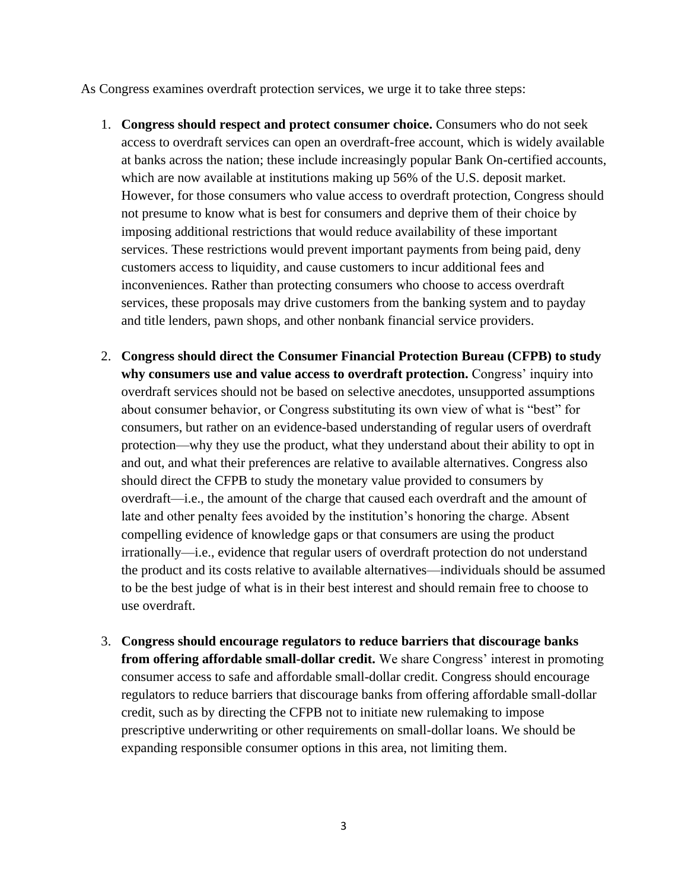As Congress examines overdraft protection services, we urge it to take three steps:

1. **Congress should respect and protect consumer choice.** Consumers who do not seek access to overdraft services can open an overdraft-free account, which is widely available at banks across the nation; these include increasingly popular Bank On-certified accounts, which are now available at institutions making up 56% of the U.S. deposit market. However, for those consumers who value access to overdraft protection, Congress should not presume to know what is best for consumers and deprive them of their choice by imposing additional restrictions that would reduce availability of these important services. These restrictions would prevent important payments from being paid, deny customers access to liquidity, and cause customers to incur additional fees and inconveniences. Rather than protecting consumers who choose to access overdraft services, these proposals may drive customers from the banking system and to payday and title lenders, pawn shops, and other nonbank financial service providers.

2. **Congress should direct the Consumer Financial Protection Bureau (CFPB) to study why consumers use and value access to overdraft protection.** Congress' inquiry into overdraft services should not be based on selective anecdotes, unsupported assumptions about consumer behavior, or Congress substituting its own view of what is "best" for consumers, but rather on an evidence-based understanding of regular users of overdraft protection—why they use the product, what they understand about their ability to opt in and out, and what their preferences are relative to available alternatives. Congress also should direct the CFPB to study the monetary value provided to consumers by overdraft—i.e., the amount of the charge that caused each overdraft and the amount of late and other penalty fees avoided by the institution's honoring the charge. Absent compelling evidence of knowledge gaps or that consumers are using the product irrationally—i.e., evidence that regular users of overdraft protection do not understand the product and its costs relative to available alternatives—individuals should be assumed to be the best judge of what is in their best interest and should remain free to choose to use overdraft.

3. **Congress should encourage regulators to reduce barriers that discourage banks from offering affordable small-dollar credit.** We share Congress' interest in promoting consumer access to safe and affordable small-dollar credit. Congress should encourage regulators to reduce barriers that discourage banks from offering affordable small-dollar credit, such as by directing the CFPB not to initiate new rulemaking to impose prescriptive underwriting or other requirements on small-dollar loans. We should be expanding responsible consumer options in this area, not limiting them.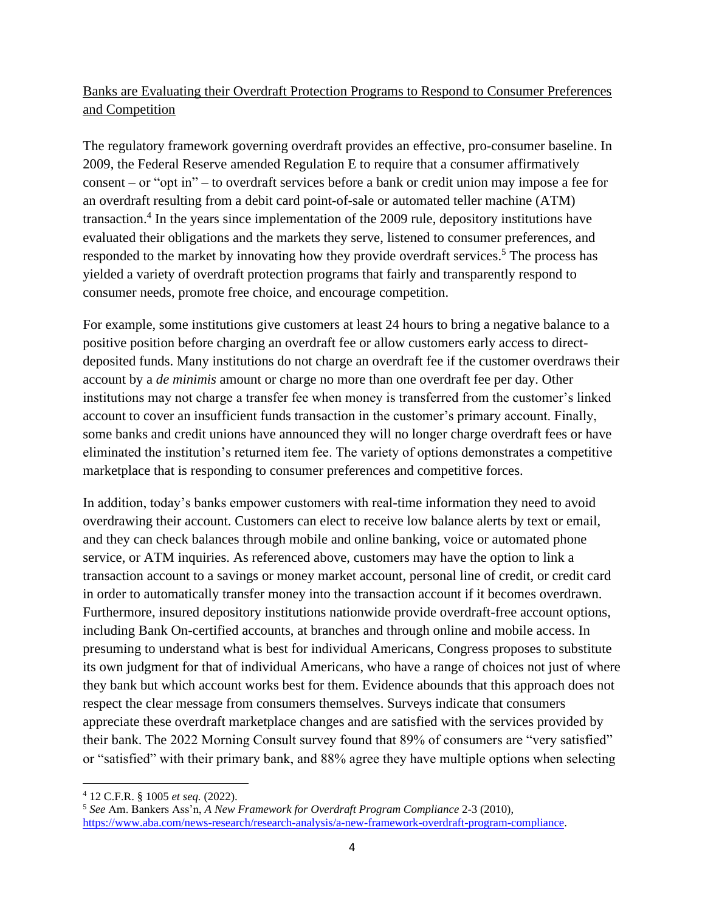Banks are Evaluating their Overdraft Protection Programs to Respond to Consumer Preferences and Competition

The regulatory framework governing overdraft provides an effective, pro-consumer baseline. In 2009, the Federal Reserve amended Regulation E to require that a consumer affirmatively consent – or "opt in" – to overdraft services before a bank or credit union may impose a fee for an overdraft resulting from a debit card point-of-sale or automated teller machine (ATM) transaction.[4] In the years since implementation of the 2009 rule, depository institutions have evaluated their obligations and the markets they serve, listened to consumer preferences, and responded to the market by innovating how they provide overdraft services.[5] The process has yielded a variety of overdraft protection programs that fairly and transparently respond to consumer needs, promote free choice, and encourage competition.

For example, some institutions give customers at least 24 hours to bring a negative balance to a positive position before charging an overdraft fee or allow customers early access to direct-deposited funds. Many institutions do not charge an overdraft fee if the customer overdraws their account by a *de minimis* amount or charge no more than one overdraft fee per day. Other institutions may not charge a transfer fee when money is transferred from the customer's linked account to cover an insufficient funds transaction in the customer's primary account. Finally, some banks and credit unions have announced they will no longer charge overdraft fees or have eliminated the institution's returned item fee. The variety of options demonstrates a competitive marketplace that is responding to consumer preferences and competitive forces.

In addition, today's banks empower customers with real-time information they need to avoid overdrawing their account. Customers can elect to receive low balance alerts by text or email, and they can check balances through mobile and online banking, voice or automated phone service, or ATM inquiries. As referenced above, customers may have the option to link a transaction account to a savings or money market account, personal line of credit, or credit card in order to automatically transfer money into the transaction account if it becomes overdrawn. Furthermore, insured depository institutions nationwide provide overdraft-free account options, including Bank On-certified accounts, at branches and through online and mobile access. In presuming to understand what is best for individual Americans, Congress proposes to substitute its own judgment for that of individual Americans, who have a range of choices not just of where they bank but which account works best for them. Evidence abounds that this approach does not respect the clear message from consumers themselves. Surveys indicate that consumers appreciate these overdraft marketplace changes and are satisfied with the services provided by their bank. The 2022 Morning Consult survey found that 89% of consumers are "very satisfied" or "satisfied" with their primary bank, and 88% agree they have multiple options when selecting

---

[4] 12 C.F.R. § 1005 *et seq.* (2022).

[5] *See* Am. Bankers Ass'n, *A New Framework for Overdraft Program Compliance* 2-3 (2010), https://www.aba.com/news-research/research-analysis/a-new-framework-overdraft-program-compliance.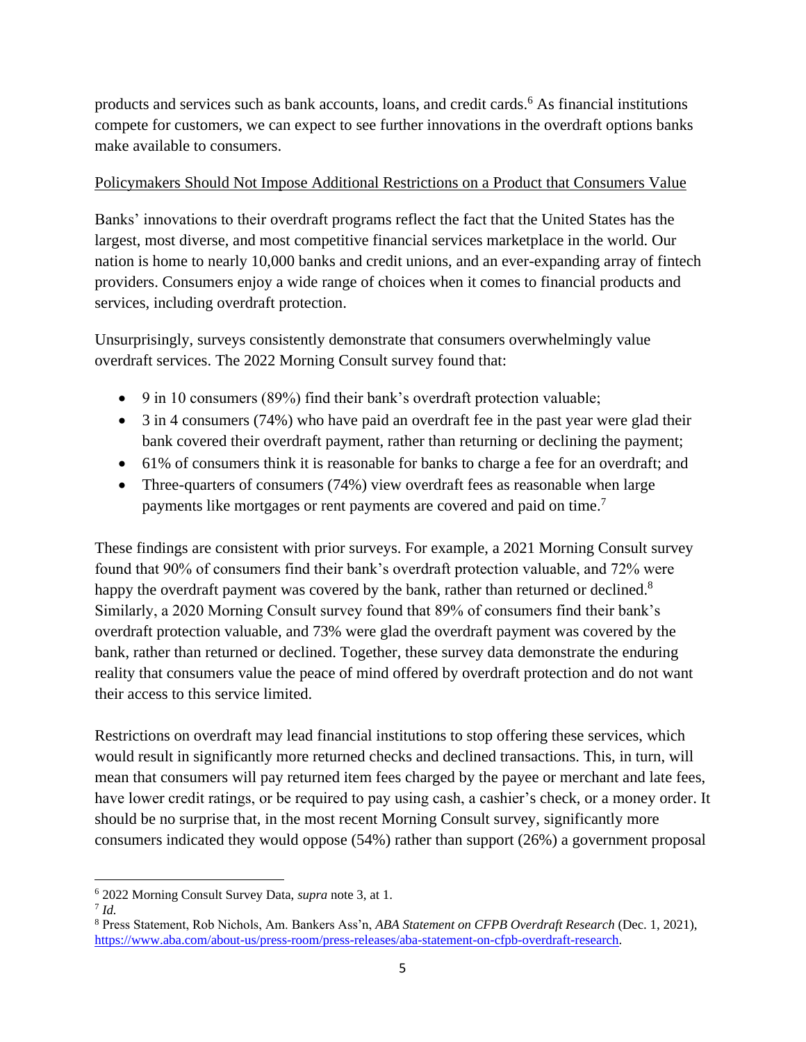products and services such as bank accounts, loans, and credit cards.[6] As financial institutions compete for customers, we can expect to see further innovations in the overdraft options banks make available to consumers.

Policymakers Should Not Impose Additional Restrictions on a Product that Consumers Value

Banks' innovations to their overdraft programs reflect the fact that the United States has the largest, most diverse, and most competitive financial services marketplace in the world. Our nation is home to nearly 10,000 banks and credit unions, and an ever-expanding array of fintech providers. Consumers enjoy a wide range of choices when it comes to financial products and services, including overdraft protection.

Unsurprisingly, surveys consistently demonstrate that consumers overwhelmingly value overdraft services. The 2022 Morning Consult survey found that:

- 9 in 10 consumers (89%) find their bank's overdraft protection valuable;
- 3 in 4 consumers (74%) who have paid an overdraft fee in the past year were glad their bank covered their overdraft payment, rather than returning or declining the payment;
- 61% of consumers think it is reasonable for banks to charge a fee for an overdraft; and
- Three-quarters of consumers (74%) view overdraft fees as reasonable when large payments like mortgages or rent payments are covered and paid on time.[7]

These findings are consistent with prior surveys. For example, a 2021 Morning Consult survey found that 90% of consumers find their bank's overdraft protection valuable, and 72% were happy the overdraft payment was covered by the bank, rather than returned or declined.[8] Similarly, a 2020 Morning Consult survey found that 89% of consumers find their bank's overdraft protection valuable, and 73% were glad the overdraft payment was covered by the bank, rather than returned or declined. Together, these survey data demonstrate the enduring reality that consumers value the peace of mind offered by overdraft protection and do not want their access to this service limited.

Restrictions on overdraft may lead financial institutions to stop offering these services, which would result in significantly more returned checks and declined transactions. This, in turn, will mean that consumers will pay returned item fees charged by the payee or merchant and late fees, have lower credit ratings, or be required to pay using cash, a cashier's check, or a money order. It should be no surprise that, in the most recent Morning Consult survey, significantly more consumers indicated they would oppose (54%) rather than support (26%) a government proposal

---

[6] 2022 Morning Consult Survey Data, *supra* note 3, at 1.

[7] *Id.*

[8] Press Statement, Rob Nichols, Am. Bankers Ass'n, *ABA Statement on CFPB Overdraft Research* (Dec. 1, 2021), https://www.aba.com/about-us/press-room/press-releases/aba-statement-on-cfpb-overdraft-research.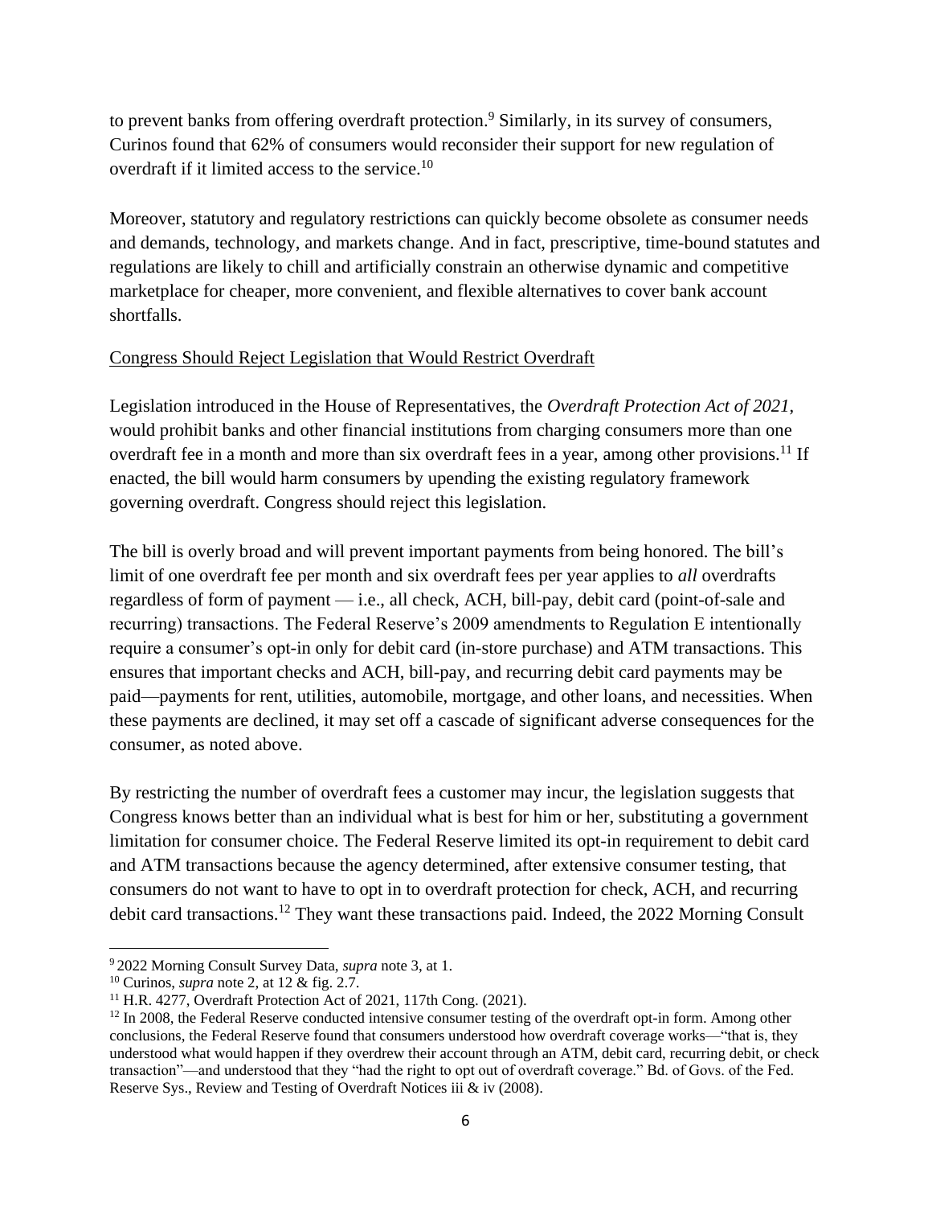to prevent banks from offering overdraft protection.[9] Similarly, in its survey of consumers, Curinos found that 62% of consumers would reconsider their support for new regulation of overdraft if it limited access to the service.[10]

Moreover, statutory and regulatory restrictions can quickly become obsolete as consumer needs and demands, technology, and markets change. And in fact, prescriptive, time-bound statutes and regulations are likely to chill and artificially constrain an otherwise dynamic and competitive marketplace for cheaper, more convenient, and flexible alternatives to cover bank account shortfalls.

<u>Congress Should Reject Legislation that Would Restrict Overdraft</u>

Legislation introduced in the House of Representatives, the *Overdraft Protection Act of 2021*, would prohibit banks and other financial institutions from charging consumers more than one overdraft fee in a month and more than six overdraft fees in a year, among other provisions.[11] If enacted, the bill would harm consumers by upending the existing regulatory framework governing overdraft. Congress should reject this legislation.

The bill is overly broad and will prevent important payments from being honored. The bill's limit of one overdraft fee per month and six overdraft fees per year applies to *all* overdrafts regardless of form of payment — i.e., all check, ACH, bill-pay, debit card (point-of-sale and recurring) transactions. The Federal Reserve's 2009 amendments to Regulation E intentionally require a consumer's opt-in only for debit card (in-store purchase) and ATM transactions. This ensures that important checks and ACH, bill-pay, and recurring debit card payments may be paid—payments for rent, utilities, automobile, mortgage, and other loans, and necessities. When these payments are declined, it may set off a cascade of significant adverse consequences for the consumer, as noted above.

By restricting the number of overdraft fees a customer may incur, the legislation suggests that Congress knows better than an individual what is best for him or her, substituting a government limitation for consumer choice. The Federal Reserve limited its opt-in requirement to debit card and ATM transactions because the agency determined, after extensive consumer testing, that consumers do not want to have to opt in to overdraft protection for check, ACH, and recurring debit card transactions.[12] They want these transactions paid. Indeed, the 2022 Morning Consult

---

[9] 2022 Morning Consult Survey Data, *supra* note 3, at 1.

[10] Curinos, *supra* note 2, at 12 & fig. 2.7.

[11] H.R. 4277, Overdraft Protection Act of 2021, 117th Cong. (2021).

[12] In 2008, the Federal Reserve conducted intensive consumer testing of the overdraft opt-in form. Among other conclusions, the Federal Reserve found that consumers understood how overdraft coverage works—"that is, they understood what would happen if they overdrew their account through an ATM, debit card, recurring debit, or check transaction"—and understood that they "had the right to opt out of overdraft coverage." Bd. of Govs. of the Fed. Reserve Sys., Review and Testing of Overdraft Notices iii & iv (2008).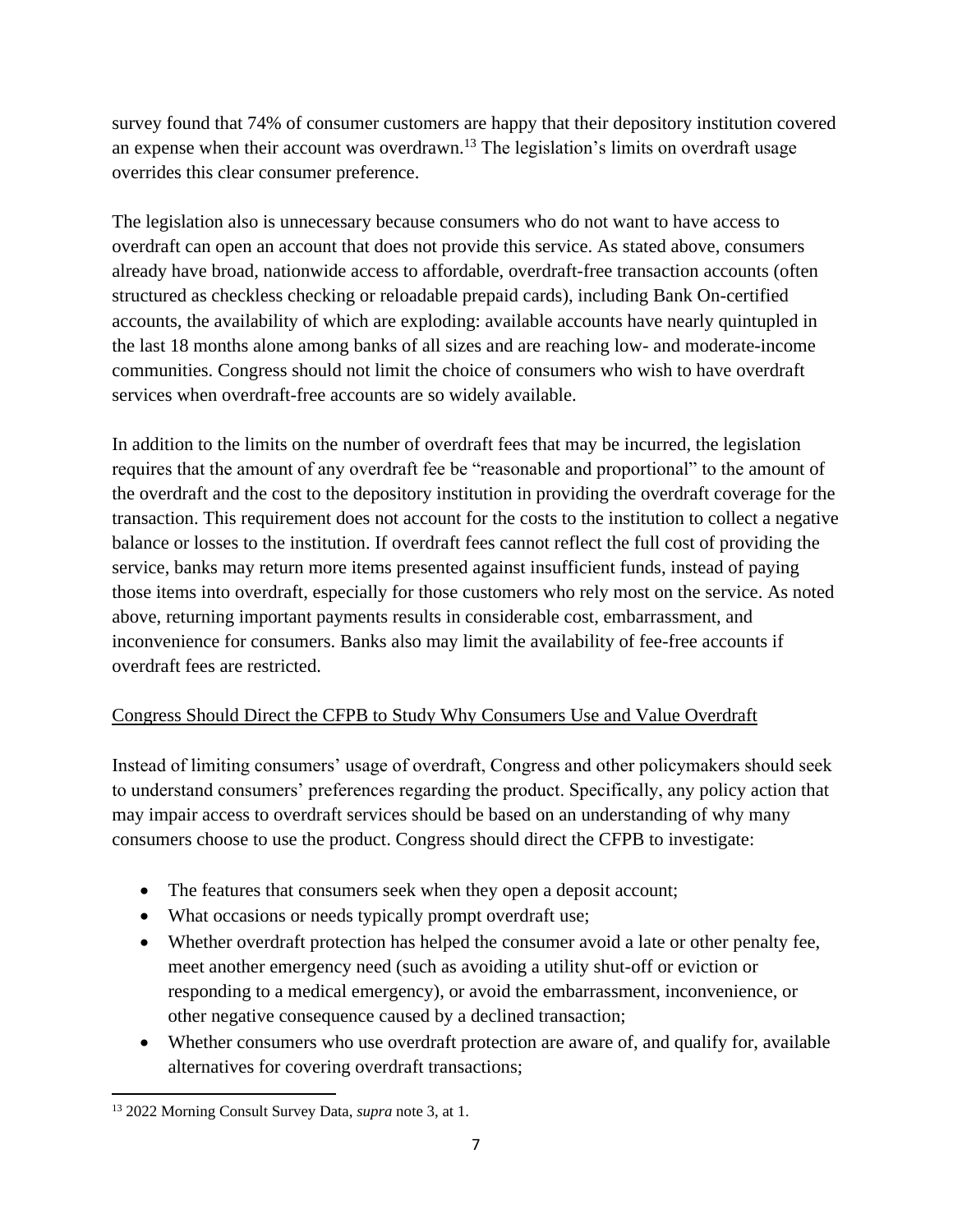survey found that 74% of consumer customers are happy that their depository institution covered an expense when their account was overdrawn.[13] The legislation's limits on overdraft usage overrides this clear consumer preference.

The legislation also is unnecessary because consumers who do not want to have access to overdraft can open an account that does not provide this service. As stated above, consumers already have broad, nationwide access to affordable, overdraft-free transaction accounts (often structured as checkless checking or reloadable prepaid cards), including Bank On-certified accounts, the availability of which are exploding: available accounts have nearly quintupled in the last 18 months alone among banks of all sizes and are reaching low- and moderate-income communities. Congress should not limit the choice of consumers who wish to have overdraft services when overdraft-free accounts are so widely available.

In addition to the limits on the number of overdraft fees that may be incurred, the legislation requires that the amount of any overdraft fee be "reasonable and proportional" to the amount of the overdraft and the cost to the depository institution in providing the overdraft coverage for the transaction. This requirement does not account for the costs to the institution to collect a negative balance or losses to the institution. If overdraft fees cannot reflect the full cost of providing the service, banks may return more items presented against insufficient funds, instead of paying those items into overdraft, especially for those customers who rely most on the service. As noted above, returning important payments results in considerable cost, embarrassment, and inconvenience for consumers. Banks also may limit the availability of fee-free accounts if overdraft fees are restricted.

<u>Congress Should Direct the CFPB to Study Why Consumers Use and Value Overdraft</u>

Instead of limiting consumers' usage of overdraft, Congress and other policymakers should seek to understand consumers' preferences regarding the product. Specifically, any policy action that may impair access to overdraft services should be based on an understanding of why many consumers choose to use the product. Congress should direct the CFPB to investigate:

- The features that consumers seek when they open a deposit account;
- What occasions or needs typically prompt overdraft use;
- Whether overdraft protection has helped the consumer avoid a late or other penalty fee, meet another emergency need (such as avoiding a utility shut-off or eviction or responding to a medical emergency), or avoid the embarrassment, inconvenience, or other negative consequence caused by a declined transaction;
- Whether consumers who use overdraft protection are aware of, and qualify for, available alternatives for covering overdraft transactions;

[13] 2022 Morning Consult Survey Data, *supra* note 3, at 1.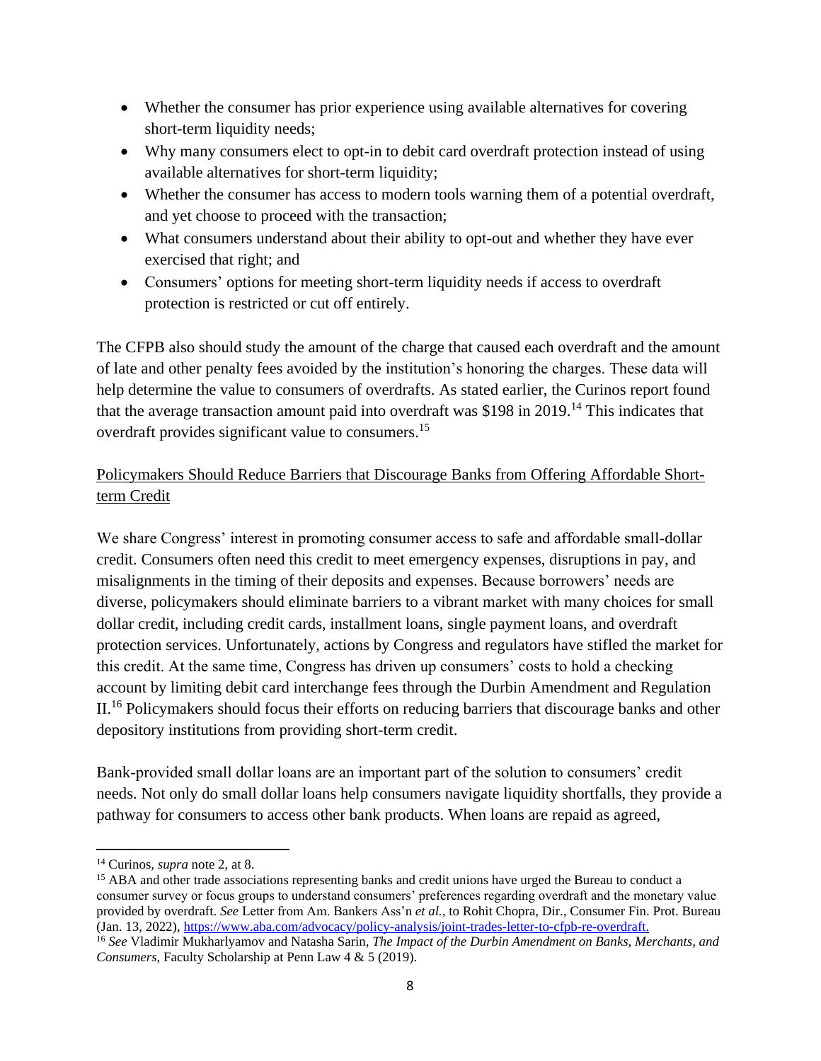- Whether the consumer has prior experience using available alternatives for covering short-term liquidity needs;
- Why many consumers elect to opt-in to debit card overdraft protection instead of using available alternatives for short-term liquidity;
- Whether the consumer has access to modern tools warning them of a potential overdraft, and yet choose to proceed with the transaction;
- What consumers understand about their ability to opt-out and whether they have ever exercised that right; and
- Consumers' options for meeting short-term liquidity needs if access to overdraft protection is restricted or cut off entirely.

The CFPB also should study the amount of the charge that caused each overdraft and the amount of late and other penalty fees avoided by the institution's honoring the charges. These data will help determine the value to consumers of overdrafts. As stated earlier, the Curinos report found that the average transaction amount paid into overdraft was $198 in 2019.[14] This indicates that overdraft provides significant value to consumers.[15]

<u>Policymakers Should Reduce Barriers that Discourage Banks from Offering Affordable Short-term Credit</u>

We share Congress' interest in promoting consumer access to safe and affordable small-dollar credit. Consumers often need this credit to meet emergency expenses, disruptions in pay, and misalignments in the timing of their deposits and expenses. Because borrowers' needs are diverse, policymakers should eliminate barriers to a vibrant market with many choices for small dollar credit, including credit cards, installment loans, single payment loans, and overdraft protection services. Unfortunately, actions by Congress and regulators have stifled the market for this credit. At the same time, Congress has driven up consumers' costs to hold a checking account by limiting debit card interchange fees through the Durbin Amendment and Regulation II.[16] Policymakers should focus their efforts on reducing barriers that discourage banks and other depository institutions from providing short-term credit.

Bank-provided small dollar loans are an important part of the solution to consumers' credit needs. Not only do small dollar loans help consumers navigate liquidity shortfalls, they provide a pathway for consumers to access other bank products. When loans are repaid as agreed,

---

[14] Curinos, *supra* note 2, at 8.

[15] ABA and other trade associations representing banks and credit unions have urged the Bureau to conduct a consumer survey or focus groups to understand consumers' preferences regarding overdraft and the monetary value provided by overdraft. *See* Letter from Am. Bankers Ass'n *et al.*, to Rohit Chopra, Dir., Consumer Fin. Prot. Bureau (Jan. 13, 2022), https://www.aba.com/advocacy/policy-analysis/joint-trades-letter-to-cfpb-re-overdraft.

[16] *See* Vladimir Mukharlyamov and Natasha Sarin, *The Impact of the Durbin Amendment on Banks, Merchants, and Consumers*, Faculty Scholarship at Penn Law 4 & 5 (2019).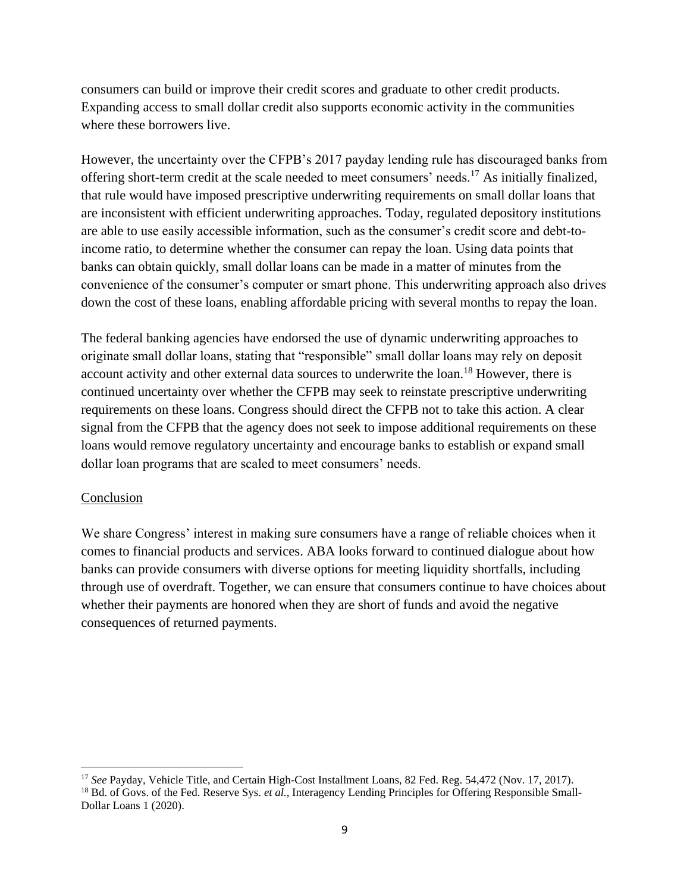consumers can build or improve their credit scores and graduate to other credit products. Expanding access to small dollar credit also supports economic activity in the communities where these borrowers live.

However, the uncertainty over the CFPB's 2017 payday lending rule has discouraged banks from offering short-term credit at the scale needed to meet consumers' needs.[17] As initially finalized, that rule would have imposed prescriptive underwriting requirements on small dollar loans that are inconsistent with efficient underwriting approaches. Today, regulated depository institutions are able to use easily accessible information, such as the consumer's credit score and debt-to-income ratio, to determine whether the consumer can repay the loan. Using data points that banks can obtain quickly, small dollar loans can be made in a matter of minutes from the convenience of the consumer's computer or smart phone. This underwriting approach also drives down the cost of these loans, enabling affordable pricing with several months to repay the loan.

The federal banking agencies have endorsed the use of dynamic underwriting approaches to originate small dollar loans, stating that "responsible" small dollar loans may rely on deposit account activity and other external data sources to underwrite the loan.[18] However, there is continued uncertainty over whether the CFPB may seek to reinstate prescriptive underwriting requirements on these loans. Congress should direct the CFPB not to take this action. A clear signal from the CFPB that the agency does not seek to impose additional requirements on these loans would remove regulatory uncertainty and encourage banks to establish or expand small dollar loan programs that are scaled to meet consumers' needs.

<u>Conclusion</u>

We share Congress' interest in making sure consumers have a range of reliable choices when it comes to financial products and services. ABA looks forward to continued dialogue about how banks can provide consumers with diverse options for meeting liquidity shortfalls, including through use of overdraft. Together, we can ensure that consumers continue to have choices about whether their payments are honored when they are short of funds and avoid the negative consequences of returned payments.

---

[17] *See* Payday, Vehicle Title, and Certain High-Cost Installment Loans, 82 Fed. Reg. 54,472 (Nov. 17, 2017).

[18] Bd. of Govs. of the Fed. Reserve Sys. *et al.*, Interagency Lending Principles for Offering Responsible Small-Dollar Loans 1 (2020).